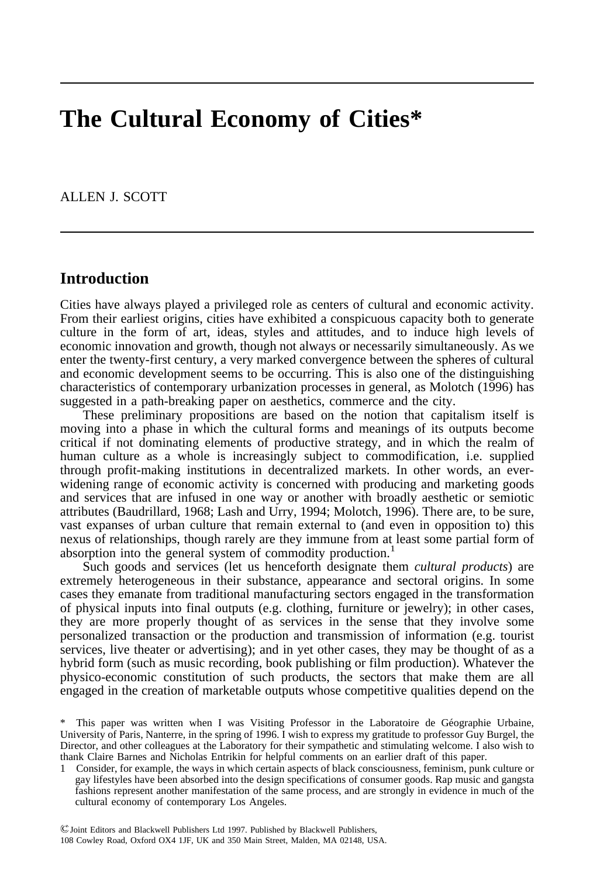# The Cultural Economy of Cities*

ALLEN J. SCOTT

## Introduction

Cities have always played a privileged role as centers of cultural and economic activity. From their earliest origins, cities have exhibited a conspicuous capacity both to generate culture in the form of art, ideas, styles and attitudes, and to induce high levels of economic innovation and growth, though not always or necessarily simultaneously. As we enter the twenty-first century, a very marked convergence between the spheres of cultural and economic development seems to be occurring. This is also one of the distinguishing characteristics of contemporary urbanization processes in general, as Molotch (1996) has suggested in a path-breaking paper on aesthetics, commerce and the city.

These preliminary propositions are based on the notion that capitalism itself is moving into a phase in which the cultural forms and meanings of its outputs become critical if not dominating elements of productive strategy, and in which the realm of human culture as a whole is increasingly subject to commodification, i.e. supplied through profit-making institutions in decentralized markets. In other words, an ever-widening range of economic activity is concerned with producing and marketing goods and services that are infused in one way or another with broadly aesthetic or semiotic attributes (Baudrillard, 1968; Lash and Urry, 1994; Molotch, 1996). There are, to be sure, vast expanses of urban culture that remain external to (and even in opposition to) this nexus of relationships, though rarely are they immune from at least some partial form of absorption into the general system of commodity production.[1]

Such goods and services (let us henceforth designate them *cultural products*) are extremely heterogeneous in their substance, appearance and sectoral origins. In some cases they emanate from traditional manufacturing sectors engaged in the transformation of physical inputs into final outputs (e.g. clothing, furniture or jewelry); in other cases, they are more properly thought of as services in the sense that they involve some personalized transaction or the production and transmission of information (e.g. tourist services, live theater or advertising); and in yet other cases, they may be thought of as a hybrid form (such as music recording, book publishing or film production). Whatever the physico-economic constitution of such products, the sectors that make them are all engaged in the creation of marketable outputs whose competitive qualities depend on the

\* This paper was written when I was Visiting Professor in the Laboratoire de Géographie Urbaine, University of Paris, Nanterre, in the spring of 1996. I wish to express my gratitude to professor Guy Burgel, the Director, and other colleagues at the Laboratory for their sympathetic and stimulating welcome. I also wish to thank Claire Barnes and Nicholas Entrikin for helpful comments on an earlier draft of this paper.

1 Consider, for example, the ways in which certain aspects of black consciousness, feminism, punk culture or gay lifestyles have been absorbed into the design specifications of consumer goods. Rap music and gangsta fashions represent another manifestation of the same process, and are strongly in evidence in much of the cultural economy of contemporary Los Angeles.

© Joint Editors and Blackwell Publishers Ltd 1997. Published by Blackwell Publishers, 108 Cowley Road, Oxford OX4 1JF, UK and 350 Main Street, Malden, MA 02148, USA.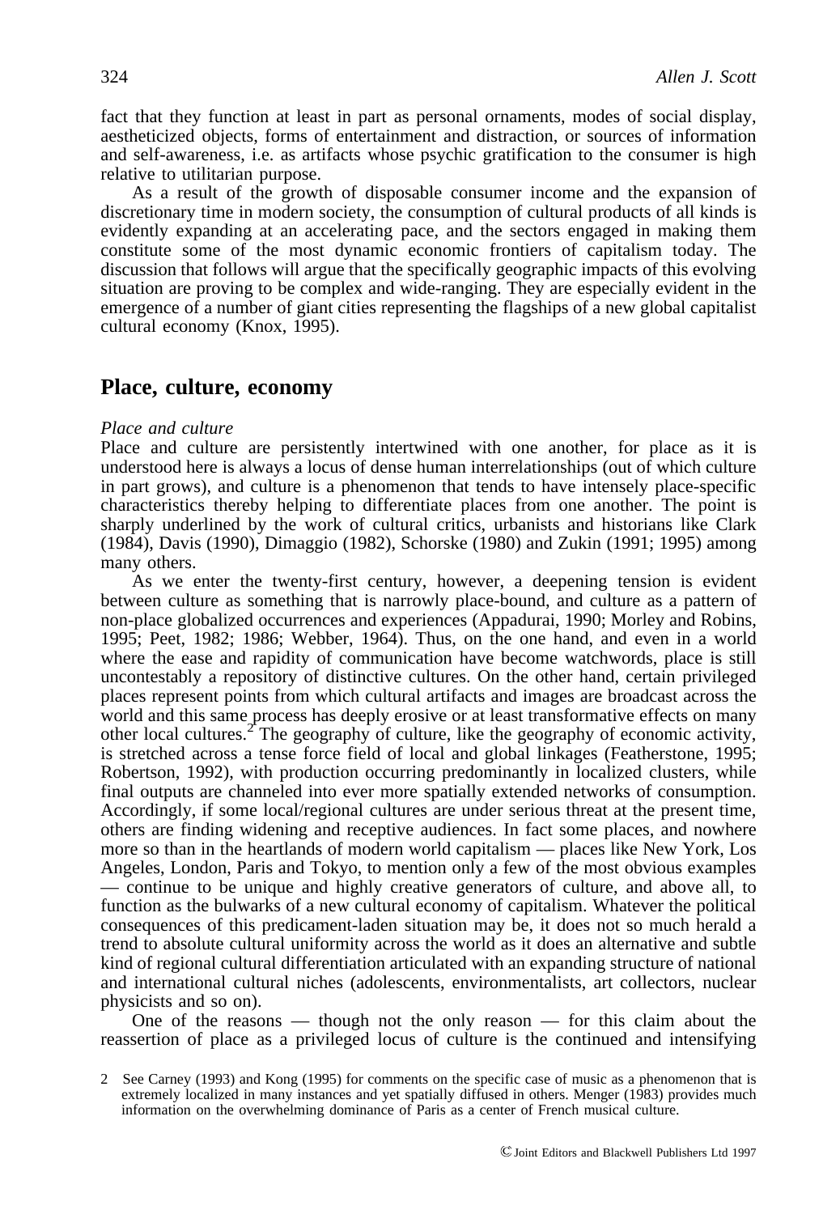fact that they function at least in part as personal ornaments, modes of social display, aestheticized objects, forms of entertainment and distraction, or sources of information and self-awareness, i.e. as artifacts whose psychic gratification to the consumer is high relative to utilitarian purpose.

As a result of the growth of disposable consumer income and the expansion of discretionary time in modern society, the consumption of cultural products of all kinds is evidently expanding at an accelerating pace, and the sectors engaged in making them constitute some of the most dynamic economic frontiers of capitalism today. The discussion that follows will argue that the specifically geographic impacts of this evolving situation are proving to be complex and wide-ranging. They are especially evident in the emergence of a number of giant cities representing the flagships of a new global capitalist cultural economy (Knox, 1995).

## Place, culture, economy

### *Place and culture*

Place and culture are persistently intertwined with one another, for place as it is understood here is always a locus of dense human interrelationships (out of which culture in part grows), and culture is a phenomenon that tends to have intensely place-specific characteristics thereby helping to differentiate places from one another. The point is sharply underlined by the work of cultural critics, urbanists and historians like Clark (1984), Davis (1990), Dimaggio (1982), Schorske (1980) and Zukin (1991; 1995) among many others.

As we enter the twenty-first century, however, a deepening tension is evident between culture as something that is narrowly place-bound, and culture as a pattern of non-place globalized occurrences and experiences (Appadurai, 1990; Morley and Robins, 1995; Peet, 1982; 1986; Webber, 1964). Thus, on the one hand, and even in a world where the ease and rapidity of communication have become watchwords, place is still uncontestably a repository of distinctive cultures. On the other hand, certain privileged places represent points from which cultural artifacts and images are broadcast across the world and this same process has deeply erosive or at least transformative effects on many other local cultures.[2] The geography of culture, like the geography of economic activity, is stretched across a tense force field of local and global linkages (Featherstone, 1995; Robertson, 1992), with production occurring predominantly in localized clusters, while final outputs are channeled into ever more spatially extended networks of consumption. Accordingly, if some local/regional cultures are under serious threat at the present time, others are finding widening and receptive audiences. In fact some places, and nowhere more so than in the heartlands of modern world capitalism — places like New York, Los Angeles, London, Paris and Tokyo, to mention only a few of the most obvious examples — continue to be unique and highly creative generators of culture, and above all, to function as the bulwarks of a new cultural economy of capitalism. Whatever the political consequences of this predicament-laden situation may be, it does not so much herald a trend to absolute cultural uniformity across the world as it does an alternative and subtle kind of regional cultural differentiation articulated with an expanding structure of national and international cultural niches (adolescents, environmentalists, art collectors, nuclear physicists and so on).

One of the reasons — though not the only reason — for this claim about the reassertion of place as a privileged locus of culture is the continued and intensifying

2 See Carney (1993) and Kong (1995) for comments on the specific case of music as a phenomenon that is extremely localized in many instances and yet spatially diffused in others. Menger (1983) provides much information on the overwhelming dominance of Paris as a center of French musical culture.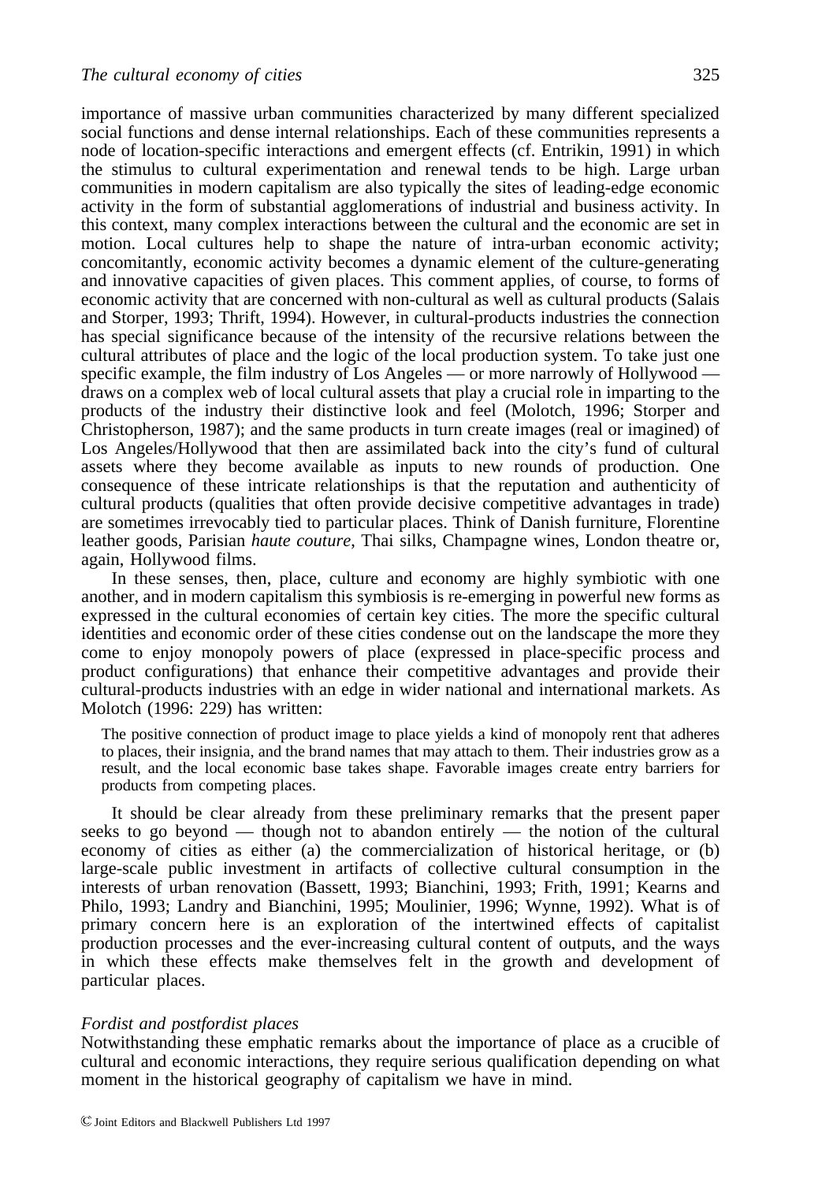importance of massive urban communities characterized by many different specialized social functions and dense internal relationships. Each of these communities represents a node of location-specific interactions and emergent effects (cf. Entrikin, 1991) in which the stimulus to cultural experimentation and renewal tends to be high. Large urban communities in modern capitalism are also typically the sites of leading-edge economic activity in the form of substantial agglomerations of industrial and business activity. In this context, many complex interactions between the cultural and the economic are set in motion. Local cultures help to shape the nature of intra-urban economic activity; concomitantly, economic activity becomes a dynamic element of the culture-generating and innovative capacities of given places. This comment applies, of course, to forms of economic activity that are concerned with non-cultural as well as cultural products (Salais and Storper, 1993; Thrift, 1994). However, in cultural-products industries the connection has special significance because of the intensity of the recursive relations between the cultural attributes of place and the logic of the local production system. To take just one specific example, the film industry of Los Angeles — or more narrowly of Hollywood — draws on a complex web of local cultural assets that play a crucial role in imparting to the products of the industry their distinctive look and feel (Molotch, 1996; Storper and Christopherson, 1987); and the same products in turn create images (real or imagined) of Los Angeles/Hollywood that then are assimilated back into the city's fund of cultural assets where they become available as inputs to new rounds of production. One consequence of these intricate relationships is that the reputation and authenticity of cultural products (qualities that often provide decisive competitive advantages in trade) are sometimes irrevocably tied to particular places. Think of Danish furniture, Florentine leather goods, Parisian *haute couture*, Thai silks, Champagne wines, London theatre or, again, Hollywood films.

In these senses, then, place, culture and economy are highly symbiotic with one another, and in modern capitalism this symbiosis is re-emerging in powerful new forms as expressed in the cultural economies of certain key cities. The more the specific cultural identities and economic order of these cities condense out on the landscape the more they come to enjoy monopoly powers of place (expressed in place-specific process and product configurations) that enhance their competitive advantages and provide their cultural-products industries with an edge in wider national and international markets. As Molotch (1996: 229) has written:

> The positive connection of product image to place yields a kind of monopoly rent that adheres to places, their insignia, and the brand names that may attach to them. Their industries grow as a result, and the local economic base takes shape. Favorable images create entry barriers for products from competing places.

It should be clear already from these preliminary remarks that the present paper seeks to go beyond — though not to abandon entirely — the notion of the cultural economy of cities as either (a) the commercialization of historical heritage, or (b) large-scale public investment in artifacts of collective cultural consumption in the interests of urban renovation (Bassett, 1993; Bianchini, 1993; Frith, 1991; Kearns and Philo, 1993; Landry and Bianchini, 1995; Moulinier, 1996; Wynne, 1992). What is of primary concern here is an exploration of the intertwined effects of capitalist production processes and the ever-increasing cultural content of outputs, and the ways in which these effects make themselves felt in the growth and development of particular places.

### *Fordist and postfordist places*

Notwithstanding these emphatic remarks about the importance of place as a crucible of cultural and economic interactions, they require serious qualification depending on what moment in the historical geography of capitalism we have in mind.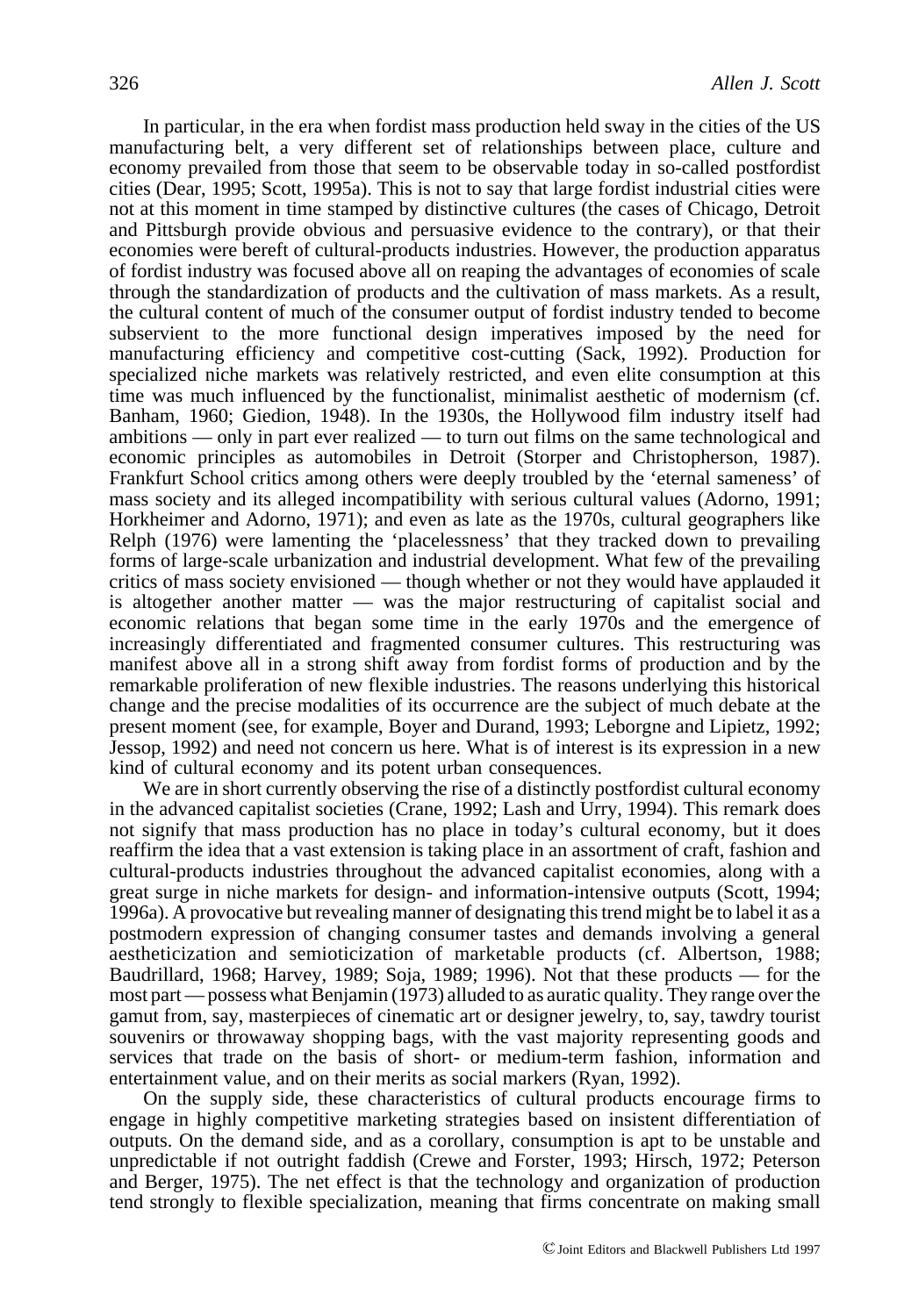In particular, in the era when fordist mass production held sway in the cities of the US manufacturing belt, a very different set of relationships between place, culture and economy prevailed from those that seem to be observable today in so-called postfordist cities (Dear, 1995; Scott, 1995a). This is not to say that large fordist industrial cities were not at this moment in time stamped by distinctive cultures (the cases of Chicago, Detroit and Pittsburgh provide obvious and persuasive evidence to the contrary), or that their economies were bereft of cultural-products industries. However, the production apparatus of fordist industry was focused above all on reaping the advantages of economies of scale through the standardization of products and the cultivation of mass markets. As a result, the cultural content of much of the consumer output of fordist industry tended to become subservient to the more functional design imperatives imposed by the need for manufacturing efficiency and competitive cost-cutting (Sack, 1992). Production for specialized niche markets was relatively restricted, and even elite consumption at this time was much influenced by the functionalist, minimalist aesthetic of modernism (cf. Banham, 1960; Giedion, 1948). In the 1930s, the Hollywood film industry itself had ambitions — only in part ever realized — to turn out films on the same technological and economic principles as automobiles in Detroit (Storper and Christopherson, 1987). Frankfurt School critics among others were deeply troubled by the 'eternal sameness' of mass society and its alleged incompatibility with serious cultural values (Adorno, 1991; Horkheimer and Adorno, 1971); and even as late as the 1970s, cultural geographers like Relph (1976) were lamenting the 'placelessness' that they tracked down to prevailing forms of large-scale urbanization and industrial development. What few of the prevailing critics of mass society envisioned — though whether or not they would have applauded it is altogether another matter — was the major restructuring of capitalist social and economic relations that began some time in the early 1970s and the emergence of increasingly differentiated and fragmented consumer cultures. This restructuring was manifest above all in a strong shift away from fordist forms of production and by the remarkable proliferation of new flexible industries. The reasons underlying this historical change and the precise modalities of its occurrence are the subject of much debate at the present moment (see, for example, Boyer and Durand, 1993; Leborgne and Lipietz, 1992; Jessop, 1992) and need not concern us here. What is of interest is its expression in a new kind of cultural economy and its potent urban consequences.

We are in short currently observing the rise of a distinctly postfordist cultural economy in the advanced capitalist societies (Crane, 1992; Lash and Urry, 1994). This remark does not signify that mass production has no place in today's cultural economy, but it does reaffirm the idea that a vast extension is taking place in an assortment of craft, fashion and cultural-products industries throughout the advanced capitalist economies, along with a great surge in niche markets for design- and information-intensive outputs (Scott, 1994; 1996a). A provocative but revealing manner of designating this trend might be to label it as a postmodern expression of changing consumer tastes and demands involving a general aestheticization and semioticization of marketable products (cf. Albertson, 1988; Baudrillard, 1968; Harvey, 1989; Soja, 1989; 1996). Not that these products — for the most part — possess what Benjamin (1973) alluded to as auratic quality. They range over the gamut from, say, masterpieces of cinematic art or designer jewelry, to, say, tawdry tourist souvenirs or throwaway shopping bags, with the vast majority representing goods and services that trade on the basis of short- or medium-term fashion, information and entertainment value, and on their merits as social markers (Ryan, 1992).

On the supply side, these characteristics of cultural products encourage firms to engage in highly competitive marketing strategies based on insistent differentiation of outputs. On the demand side, and as a corollary, consumption is apt to be unstable and unpredictable if not outright faddish (Crewe and Forster, 1993; Hirsch, 1972; Peterson and Berger, 1975). The net effect is that the technology and organization of production tend strongly to flexible specialization, meaning that firms concentrate on making small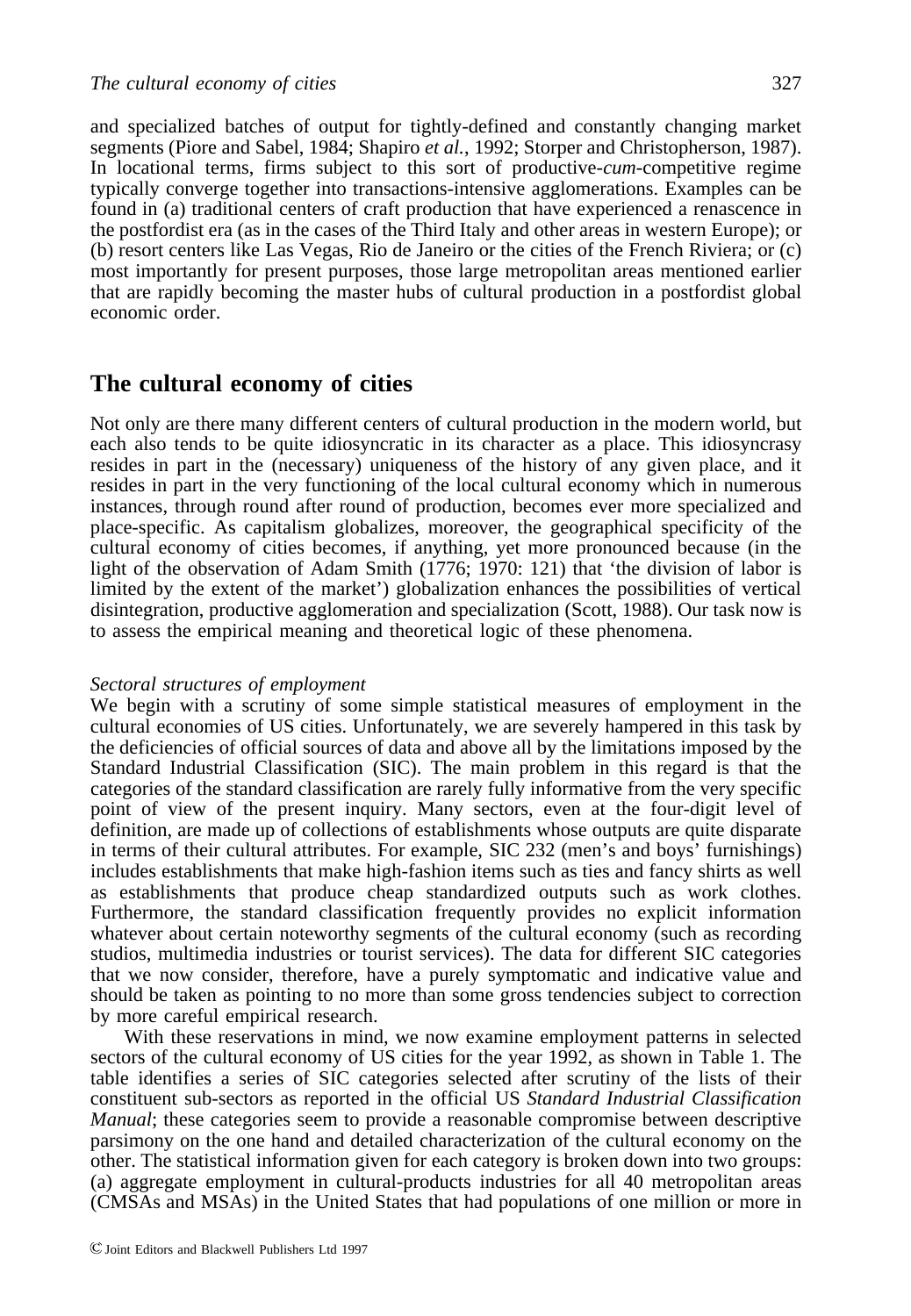and specialized batches of output for tightly-defined and constantly changing market segments (Piore and Sabel, 1984; Shapiro *et al.*, 1992; Storper and Christopherson, 1987). In locational terms, firms subject to this sort of productive-*cum*-competitive regime typically converge together into transactions-intensive agglomerations. Examples can be found in (a) traditional centers of craft production that have experienced a renascence in the postfordist era (as in the cases of the Third Italy and other areas in western Europe); or (b) resort centers like Las Vegas, Rio de Janeiro or the cities of the French Riviera; or (c) most importantly for present purposes, those large metropolitan areas mentioned earlier that are rapidly becoming the master hubs of cultural production in a postfordist global economic order.

## The cultural economy of cities

Not only are there many different centers of cultural production in the modern world, but each also tends to be quite idiosyncratic in its character as a place. This idiosyncrasy resides in part in the (necessary) uniqueness of the history of any given place, and it resides in part in the very functioning of the local cultural economy which in numerous instances, through round after round of production, becomes ever more specialized and place-specific. As capitalism globalizes, moreover, the geographical specificity of the cultural economy of cities becomes, if anything, yet more pronounced because (in the light of the observation of Adam Smith (1776; 1970: 121) that 'the division of labor is limited by the extent of the market') globalization enhances the possibilities of vertical disintegration, productive agglomeration and specialization (Scott, 1988). Our task now is to assess the empirical meaning and theoretical logic of these phenomena.

### *Sectoral structures of employment*

We begin with a scrutiny of some simple statistical measures of employment in the cultural economies of US cities. Unfortunately, we are severely hampered in this task by the deficiencies of official sources of data and above all by the limitations imposed by the Standard Industrial Classification (SIC). The main problem in this regard is that the categories of the standard classification are rarely fully informative from the very specific point of view of the present inquiry. Many sectors, even at the four-digit level of definition, are made up of collections of establishments whose outputs are quite disparate in terms of their cultural attributes. For example, SIC 232 (men's and boys' furnishings) includes establishments that make high-fashion items such as ties and fancy shirts as well as establishments that produce cheap standardized outputs such as work clothes. Furthermore, the standard classification frequently provides no explicit information whatever about certain noteworthy segments of the cultural economy (such as recording studios, multimedia industries or tourist services). The data for different SIC categories that we now consider, therefore, have a purely symptomatic and indicative value and should be taken as pointing to no more than some gross tendencies subject to correction by more careful empirical research.

With these reservations in mind, we now examine employment patterns in selected sectors of the cultural economy of US cities for the year 1992, as shown in Table 1. The table identifies a series of SIC categories selected after scrutiny of the lists of their constituent sub-sectors as reported in the official US *Standard Industrial Classification Manual*; these categories seem to provide a reasonable compromise between descriptive parsimony on the one hand and detailed characterization of the cultural economy on the other. The statistical information given for each category is broken down into two groups: (a) aggregate employment in cultural-products industries for all 40 metropolitan areas (CMSAs and MSAs) in the United States that had populations of one million or more in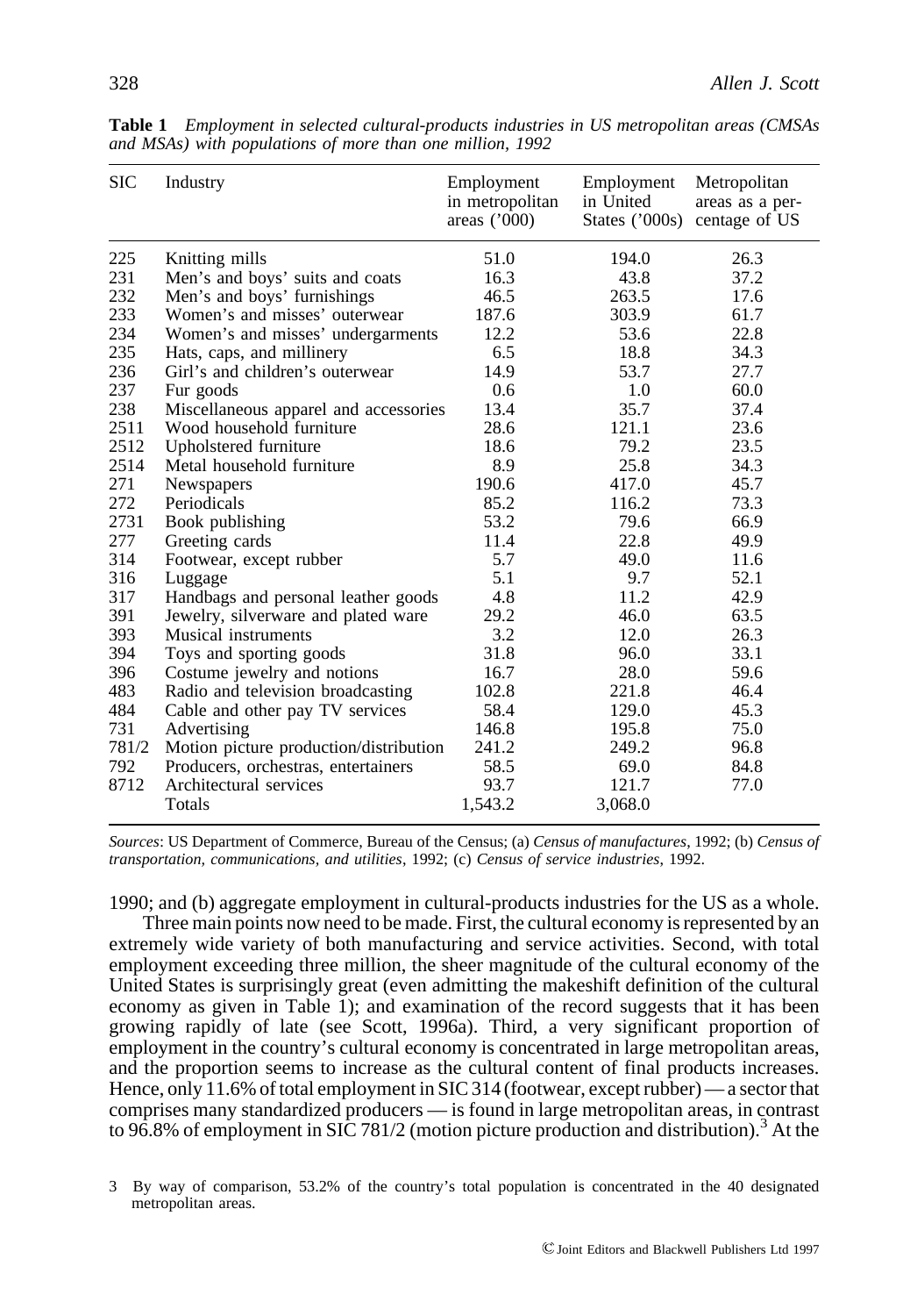**Table 1** *Employment in selected cultural-products industries in US metropolitan areas (CMSAs and MSAs) with populations of more than one million, 1992*

| SIC | Industry | Employment in metropolitan areas ('000) | Employment in United States ('000s) | Metropolitan areas as a percentage of US |
|---|---|---|---|---|
| 225 | Knitting mills | 51.0 | 194.0 | 26.3 |
| 231 | Men's and boys' suits and coats | 16.3 | 43.8 | 37.2 |
| 232 | Men's and boys' furnishings | 46.5 | 263.5 | 17.6 |
| 233 | Women's and misses' outerwear | 187.6 | 303.9 | 61.7 |
| 234 | Women's and misses' undergarments | 12.2 | 53.6 | 22.8 |
| 235 | Hats, caps, and millinery | 6.5 | 18.8 | 34.3 |
| 236 | Girl's and children's outerwear | 14.9 | 53.7 | 27.7 |
| 237 | Fur goods | 0.6 | 1.0 | 60.0 |
| 238 | Miscellaneous apparel and accessories | 13.4 | 35.7 | 37.4 |
| 2511 | Wood household furniture | 28.6 | 121.1 | 23.6 |
| 2512 | Upholstered furniture | 18.6 | 79.2 | 23.5 |
| 2514 | Metal household furniture | 8.9 | 25.8 | 34.3 |
| 271 | Newspapers | 190.6 | 417.0 | 45.7 |
| 272 | Periodicals | 85.2 | 116.2 | 73.3 |
| 2731 | Book publishing | 53.2 | 79.6 | 66.9 |
| 277 | Greeting cards | 11.4 | 22.8 | 49.9 |
| 314 | Footwear, except rubber | 5.7 | 49.0 | 11.6 |
| 316 | Luggage | 5.1 | 9.7 | 52.1 |
| 317 | Handbags and personal leather goods | 4.8 | 11.2 | 42.9 |
| 391 | Jewelry, silverware and plated ware | 29.2 | 46.0 | 63.5 |
| 393 | Musical instruments | 3.2 | 12.0 | 26.3 |
| 394 | Toys and sporting goods | 31.8 | 96.0 | 33.1 |
| 396 | Costume jewelry and notions | 16.7 | 28.0 | 59.6 |
| 483 | Radio and television broadcasting | 102.8 | 221.8 | 46.4 |
| 484 | Cable and other pay TV services | 58.4 | 129.0 | 45.3 |
| 731 | Advertising | 146.8 | 195.8 | 75.0 |
| 781/2 | Motion picture production/distribution | 241.2 | 249.2 | 96.8 |
| 792 | Producers, orchestras, entertainers | 58.5 | 69.0 | 84.8 |
| 8712 | Architectural services | 93.7 | 121.7 | 77.0 |
| | Totals | 1,543.2 | 3,068.0 | |

*Sources*: US Department of Commerce, Bureau of the Census; (a) *Census of manufactures*, 1992; (b) *Census of transportation, communications, and utilities*, 1992; (c) *Census of service industries*, 1992.

1990; and (b) aggregate employment in cultural-products industries for the US as a whole.

Three main points now need to be made. First, the cultural economy is represented by an extremely wide variety of both manufacturing and service activities. Second, with total employment exceeding three million, the sheer magnitude of the cultural economy of the United States is surprisingly great (even admitting the makeshift definition of the cultural economy as given in Table 1); and examination of the record suggests that it has been growing rapidly of late (see Scott, 1996a). Third, a very significant proportion of employment in the country's cultural economy is concentrated in large metropolitan areas, and the proportion seems to increase as the cultural content of final products increases. Hence, only 11.6% of total employment in SIC 314 (footwear, except rubber) — a sector that comprises many standardized producers — is found in large metropolitan areas, in contrast to 96.8% of employment in SIC 781/2 (motion picture production and distribution).[3] At the

3 By way of comparison, 53.2% of the country's total population is concentrated in the 40 designated metropolitan areas.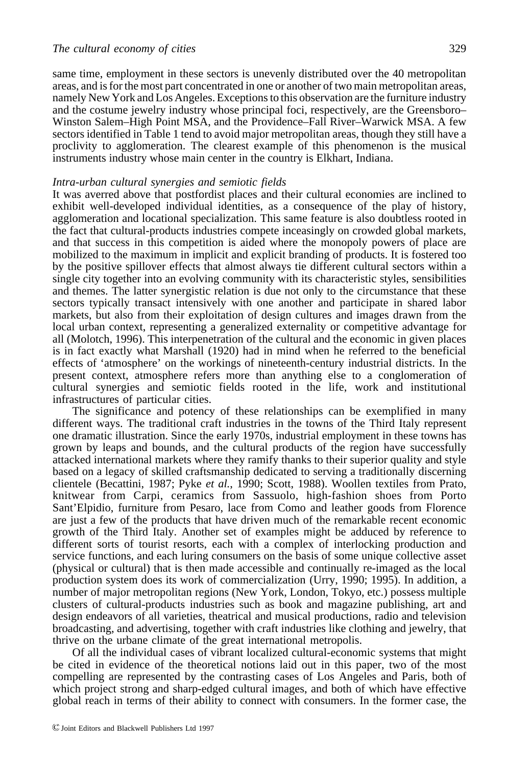same time, employment in these sectors is unevenly distributed over the 40 metropolitan areas, and is for the most part concentrated in one or another of two main metropolitan areas, namely New York and Los Angeles. Exceptions to this observation are the furniture industry and the costume jewelry industry whose principal foci, respectively, are the Greensboro–Winston Salem–High Point MSA, and the Providence–Fall River–Warwick MSA. A few sectors identified in Table 1 tend to avoid major metropolitan areas, though they still have a proclivity to agglomeration. The clearest example of this phenomenon is the musical instruments industry whose main center in the country is Elkhart, Indiana.

*Intra-urban cultural synergies and semiotic fields*

It was averred above that postfordist places and their cultural economies are inclined to exhibit well-developed individual identities, as a consequence of the play of history, agglomeration and locational specialization. This same feature is also doubtless rooted in the fact that cultural-products industries compete inceasingly on crowded global markets, and that success in this competition is aided where the monopoly powers of place are mobilized to the maximum in implicit and explicit branding of products. It is fostered too by the positive spillover effects that almost always tie different cultural sectors within a single city together into an evolving community with its characteristic styles, sensibilities and themes. The latter synergistic relation is due not only to the circumstance that these sectors typically transact intensively with one another and participate in shared labor markets, but also from their exploitation of design cultures and images drawn from the local urban context, representing a generalized externality or competitive advantage for all (Molotch, 1996). This interpenetration of the cultural and the economic in given places is in fact exactly what Marshall (1920) had in mind when he referred to the beneficial effects of 'atmosphere' on the workings of nineteenth-century industrial districts. In the present context, atmosphere refers more than anything else to a conglomeration of cultural synergies and semiotic fields rooted in the life, work and institutional infrastructures of particular cities.

The significance and potency of these relationships can be exemplified in many different ways. The traditional craft industries in the towns of the Third Italy represent one dramatic illustration. Since the early 1970s, industrial employment in these towns has grown by leaps and bounds, and the cultural products of the region have successfully attacked international markets where they ramify thanks to their superior quality and style based on a legacy of skilled craftsmanship dedicated to serving a traditionally discerning clientele (Becattini, 1987; Pyke *et al.*, 1990; Scott, 1988). Woollen textiles from Prato, knitwear from Carpi, ceramics from Sassuolo, high-fashion shoes from Porto Sant'Elpidio, furniture from Pesaro, lace from Como and leather goods from Florence are just a few of the products that have driven much of the remarkable recent economic growth of the Third Italy. Another set of examples might be adduced by reference to different sorts of tourist resorts, each with a complex of interlocking production and service functions, and each luring consumers on the basis of some unique collective asset (physical or cultural) that is then made accessible and continually re-imaged as the local production system does its work of commercialization (Urry, 1990; 1995). In addition, a number of major metropolitan regions (New York, London, Tokyo, etc.) possess multiple clusters of cultural-products industries such as book and magazine publishing, art and design endeavors of all varieties, theatrical and musical productions, radio and television broadcasting, and advertising, together with craft industries like clothing and jewelry, that thrive on the urbane climate of the great international metropolis.

Of all the individual cases of vibrant localized cultural-economic systems that might be cited in evidence of the theoretical notions laid out in this paper, two of the most compelling are represented by the contrasting cases of Los Angeles and Paris, both of which project strong and sharp-edged cultural images, and both of which have effective global reach in terms of their ability to connect with consumers. In the former case, the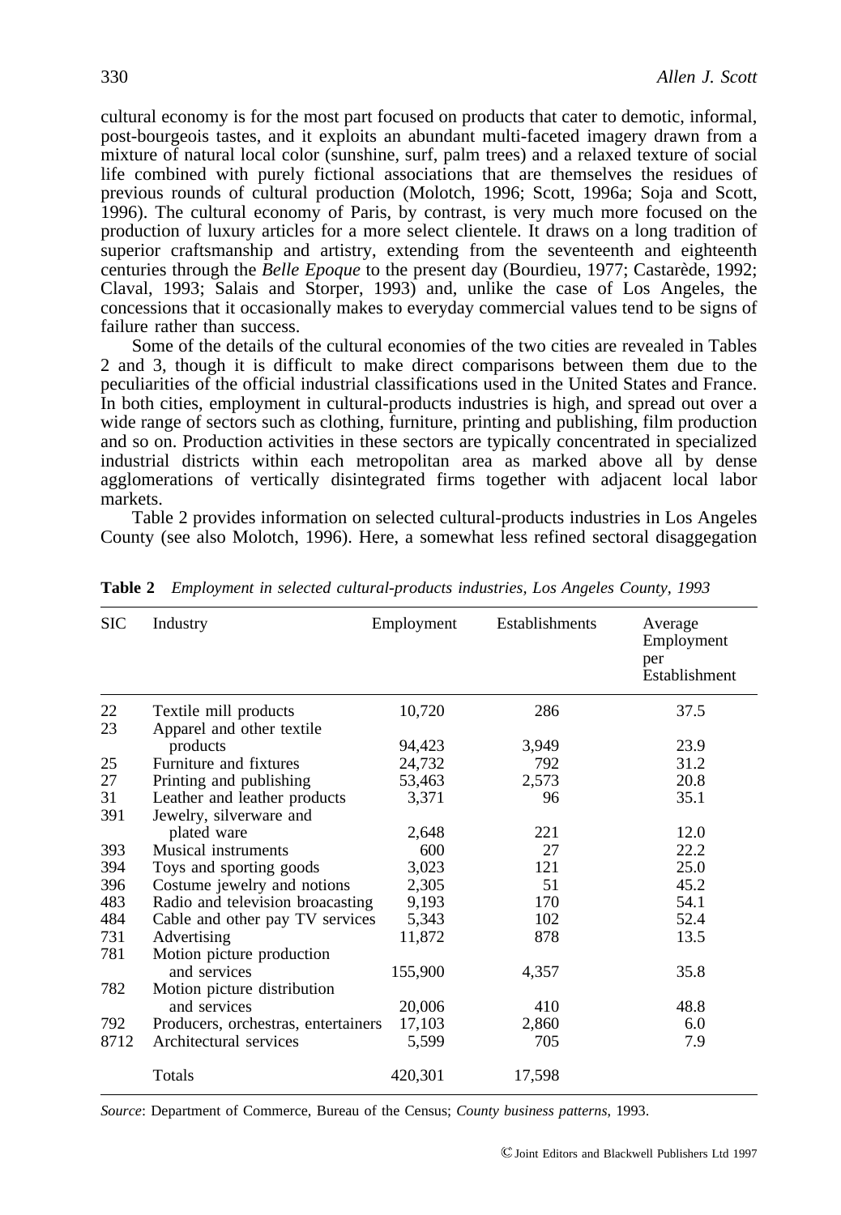cultural economy is for the most part focused on products that cater to demotic, informal, post-bourgeois tastes, and it exploits an abundant multi-faceted imagery drawn from a mixture of natural local color (sunshine, surf, palm trees) and a relaxed texture of social life combined with purely fictional associations that are themselves the residues of previous rounds of cultural production (Molotch, 1996; Scott, 1996a; Soja and Scott, 1996). The cultural economy of Paris, by contrast, is very much more focused on the production of luxury articles for a more select clientele. It draws on a long tradition of superior craftsmanship and artistry, extending from the seventeenth and eighteenth centuries through the *Belle Epoque* to the present day (Bourdieu, 1977; Castarède, 1992; Claval, 1993; Salais and Storper, 1993) and, unlike the case of Los Angeles, the concessions that it occasionally makes to everyday commercial values tend to be signs of failure rather than success.

Some of the details of the cultural economies of the two cities are revealed in Tables 2 and 3, though it is difficult to make direct comparisons between them due to the peculiarities of the official industrial classifications used in the United States and France. In both cities, employment in cultural-products industries is high, and spread out over a wide range of sectors such as clothing, furniture, printing and publishing, film production and so on. Production activities in these sectors are typically concentrated in specialized industrial districts within each metropolitan area as marked above all by dense agglomerations of vertically disintegrated firms together with adjacent local labor markets.

Table 2 provides information on selected cultural-products industries in Los Angeles County (see also Molotch, 1996). Here, a somewhat less refined sectoral disaggegation

**Table 2** *Employment in selected cultural-products industries, Los Angeles County, 1993*

| SIC | Industry | Employment | Establishments | Average Employment per Establishment |
|---|---|---|---|---|
| 22 | Textile mill products | 10,720 | 286 | 37.5 |
| 23 | Apparel and other textile products | 94,423 | 3,949 | 23.9 |
| 25 | Furniture and fixtures | 24,732 | 792 | 31.2 |
| 27 | Printing and publishing | 53,463 | 2,573 | 20.8 |
| 31 | Leather and leather products | 3,371 | 96 | 35.1 |
| 391 | Jewelry, silverware and plated ware | 2,648 | 221 | 12.0 |
| 393 | Musical instruments | 600 | 27 | 22.2 |
| 394 | Toys and sporting goods | 3,023 | 121 | 25.0 |
| 396 | Costume jewelry and notions | 2,305 | 51 | 45.2 |
| 483 | Radio and television broacasting | 9,193 | 170 | 54.1 |
| 484 | Cable and other pay TV services | 5,343 | 102 | 52.4 |
| 731 | Advertising | 11,872 | 878 | 13.5 |
| 781 | Motion picture production and services | 155,900 | 4,357 | 35.8 |
| 782 | Motion picture distribution and services | 20,006 | 410 | 48.8 |
| 792 | Producers, orchestras, entertainers | 17,103 | 2,860 | 6.0 |
| 8712 | Architectural services | 5,599 | 705 | 7.9 |
| | Totals | 420,301 | 17,598 | |

*Source*: Department of Commerce, Bureau of the Census; *County business patterns*, 1993.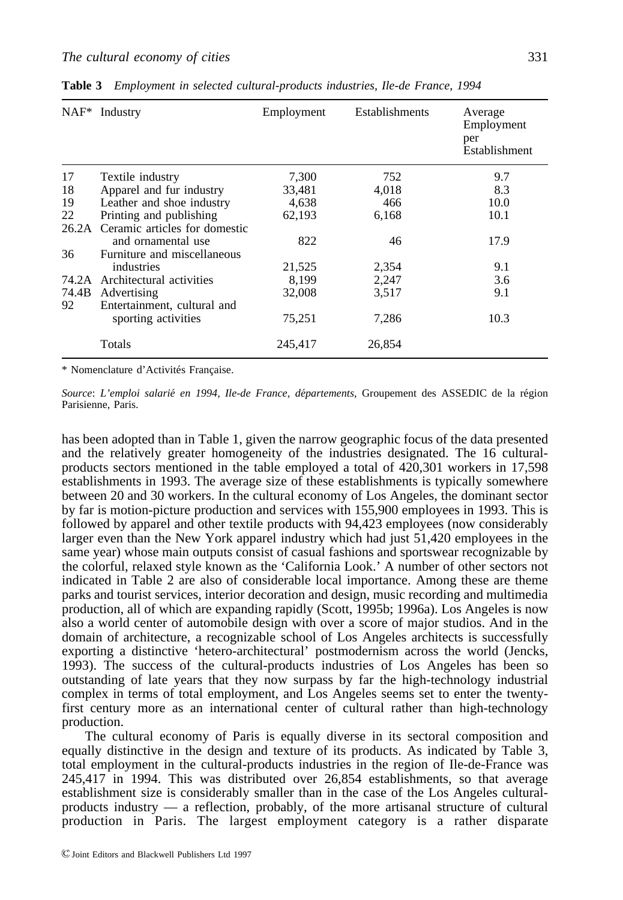**Table 3** *Employment in selected cultural-products industries, Ile-de France, 1994*

| NAF* | Industry | Employment | Establishments | Average Employment per Establishment |
|---|---|---|---|---|
| 17 | Textile industry | 7,300 | 752 | 9.7 |
| 18 | Apparel and fur industry | 33,481 | 4,018 | 8.3 |
| 19 | Leather and shoe industry | 4,638 | 466 | 10.0 |
| 22 | Printing and publishing | 62,193 | 6,168 | 10.1 |
| 26.2A | Ceramic articles for domestic and ornamental use | 822 | 46 | 17.9 |
| 36 | Furniture and miscellaneous industries | 21,525 | 2,354 | 9.1 |
| 74.2A | Architectural activities | 8,199 | 2,247 | 3.6 |
| 74.4B | Advertising | 32,008 | 3,517 | 9.1 |
| 92 | Entertainment, cultural and sporting activities | 75,251 | 7,286 | 10.3 |
| | Totals | 245,417 | 26,854 | |

\* Nomenclature d'Activités Française.

*Source*: *L'emploi salarié en 1994, Ile-de France, départements*, Groupement des ASSEDIC de la région Parisienne, Paris.

has been adopted than in Table 1, given the narrow geographic focus of the data presented and the relatively greater homogeneity of the industries designated. The 16 cultural-products sectors mentioned in the table employed a total of 420,301 workers in 17,598 establishments in 1993. The average size of these establishments is typically somewhere between 20 and 30 workers. In the cultural economy of Los Angeles, the dominant sector by far is motion-picture production and services with 155,900 employees in 1993. This is followed by apparel and other textile products with 94,423 employees (now considerably larger even than the New York apparel industry which had just 51,420 employees in the same year) whose main outputs consist of casual fashions and sportswear recognizable by the colorful, relaxed style known as the 'California Look.' A number of other sectors not indicated in Table 2 are also of considerable local importance. Among these are theme parks and tourist services, interior decoration and design, music recording and multimedia production, all of which are expanding rapidly (Scott, 1995b; 1996a). Los Angeles is now also a world center of automobile design with over a score of major studios. And in the domain of architecture, a recognizable school of Los Angeles architects is successfully exporting a distinctive 'hetero-architectural' postmodernism across the world (Jencks, 1993). The success of the cultural-products industries of Los Angeles has been so outstanding of late years that they now surpass by far the high-technology industrial complex in terms of total employment, and Los Angeles seems set to enter the twenty-first century more as an international center of cultural rather than high-technology production.

The cultural economy of Paris is equally diverse in its sectoral composition and equally distinctive in the design and texture of its products. As indicated by Table 3, total employment in the cultural-products industries in the region of Ile-de-France was 245,417 in 1994. This was distributed over 26,854 establishments, so that average establishment size is considerably smaller than in the case of the Los Angeles cultural-products industry — a reflection, probably, of the more artisanal structure of cultural production in Paris. The largest employment category is a rather disparate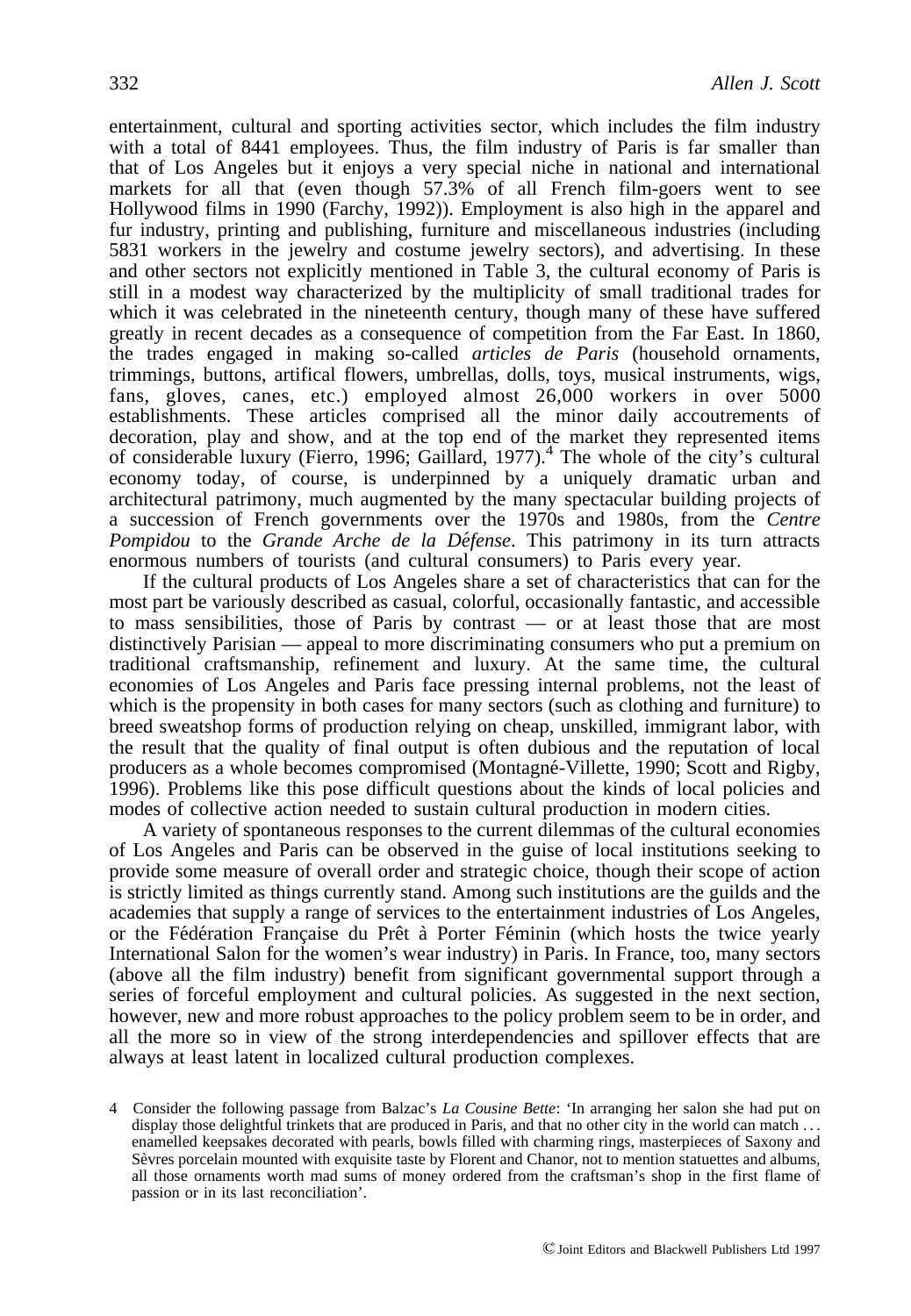entertainment, cultural and sporting activities sector, which includes the film industry with a total of 8441 employees. Thus, the film industry of Paris is far smaller than that of Los Angeles but it enjoys a very special niche in national and international markets for all that (even though 57.3% of all French film-goers went to see Hollywood films in 1990 (Farchy, 1992)). Employment is also high in the apparel and fur industry, printing and publishing, furniture and miscellaneous industries (including 5831 workers in the jewelry and costume jewelry sectors), and advertising. In these and other sectors not explicitly mentioned in Table 3, the cultural economy of Paris is still in a modest way characterized by the multiplicity of small traditional trades for which it was celebrated in the nineteenth century, though many of these have suffered greatly in recent decades as a consequence of competition from the Far East. In 1860, the trades engaged in making so-called *articles de Paris* (household ornaments, trimmings, buttons, artifical flowers, umbrellas, dolls, toys, musical instruments, wigs, fans, gloves, canes, etc.) employed almost 26,000 workers in over 5000 establishments. These articles comprised all the minor daily accoutrements of decoration, play and show, and at the top end of the market they represented items of considerable luxury (Fierro, 1996; Gaillard, 1977).[4] The whole of the city's cultural economy today, of course, is underpinned by a uniquely dramatic urban and architectural patrimony, much augmented by the many spectacular building projects of a succession of French governments over the 1970s and 1980s, from the *Centre Pompidou* to the *Grande Arche de la Défense*. This patrimony in its turn attracts enormous numbers of tourists (and cultural consumers) to Paris every year.

If the cultural products of Los Angeles share a set of characteristics that can for the most part be variously described as casual, colorful, occasionally fantastic, and accessible to mass sensibilities, those of Paris by contrast — or at least those that are most distinctively Parisian — appeal to more discriminating consumers who put a premium on traditional craftsmanship, refinement and luxury. At the same time, the cultural economies of Los Angeles and Paris face pressing internal problems, not the least of which is the propensity in both cases for many sectors (such as clothing and furniture) to breed sweatshop forms of production relying on cheap, unskilled, immigrant labor, with the result that the quality of final output is often dubious and the reputation of local producers as a whole becomes compromised (Montagné-Villette, 1990; Scott and Rigby, 1996). Problems like this pose difficult questions about the kinds of local policies and modes of collective action needed to sustain cultural production in modern cities.

A variety of spontaneous responses to the current dilemmas of the cultural economies of Los Angeles and Paris can be observed in the guise of local institutions seeking to provide some measure of overall order and strategic choice, though their scope of action is strictly limited as things currently stand. Among such institutions are the guilds and the academies that supply a range of services to the entertainment industries of Los Angeles, or the Fédération Française du Prêt à Porter Féminin (which hosts the twice yearly International Salon for the women's wear industry) in Paris. In France, too, many sectors (above all the film industry) benefit from significant governmental support through a series of forceful employment and cultural policies. As suggested in the next section, however, new and more robust approaches to the policy problem seem to be in order, and all the more so in view of the strong interdependencies and spillover effects that are always at least latent in localized cultural production complexes.

4 Consider the following passage from Balzac's *La Cousine Bette*: 'In arranging her salon she had put on display those delightful trinkets that are produced in Paris, and that no other city in the world can match . . . enamelled keepsakes decorated with pearls, bowls filled with charming rings, masterpieces of Saxony and Sèvres porcelain mounted with exquisite taste by Florent and Chanor, not to mention statuettes and albums, all those ornaments worth mad sums of money ordered from the craftsman's shop in the first flame of passion or in its last reconciliation'.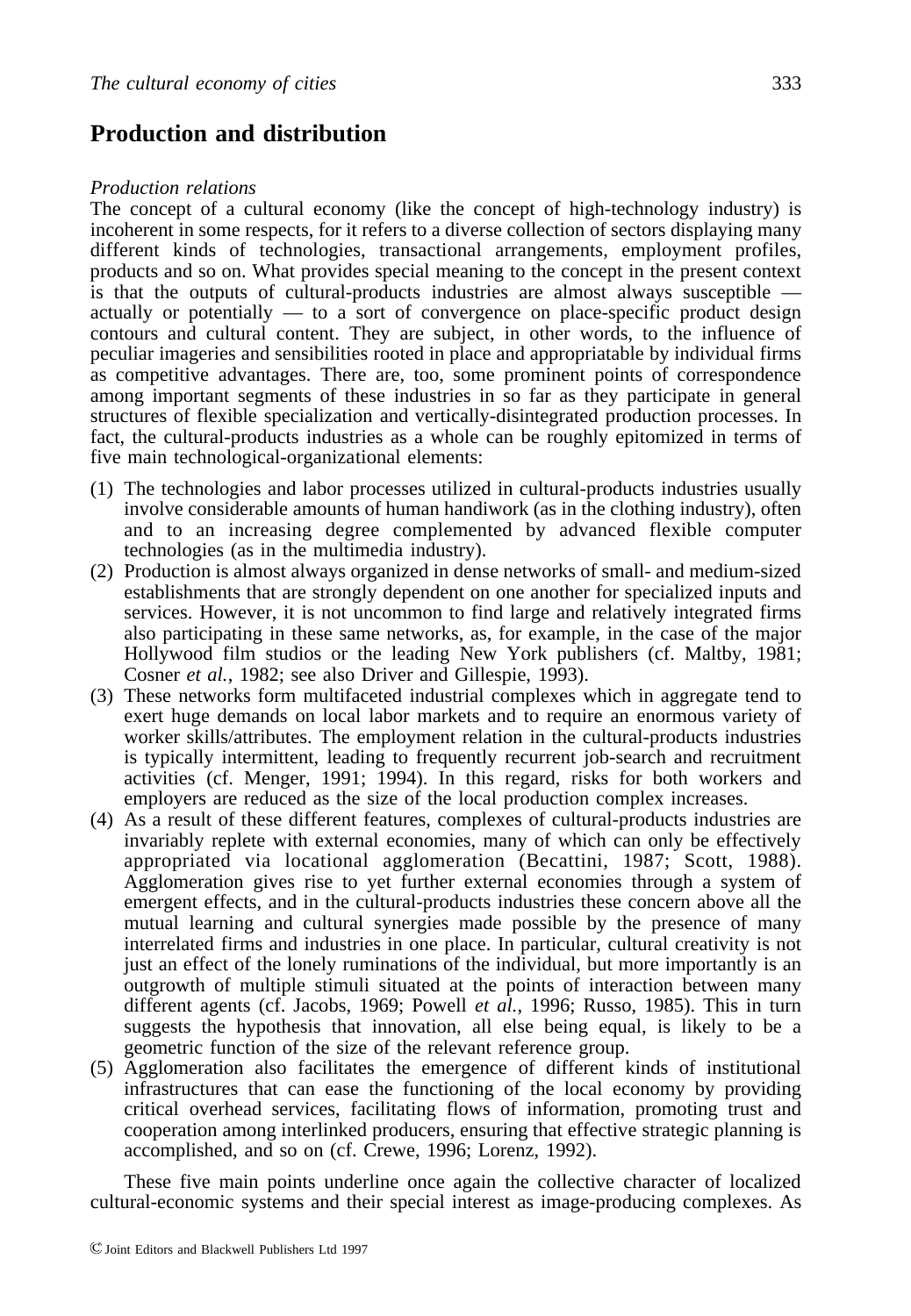## Production and distribution

*Production relations*

The concept of a cultural economy (like the concept of high-technology industry) is incoherent in some respects, for it refers to a diverse collection of sectors displaying many different kinds of technologies, transactional arrangements, employment profiles, products and so on. What provides special meaning to the concept in the present context is that the outputs of cultural-products industries are almost always susceptible — actually or potentially — to a sort of convergence on place-specific product design contours and cultural content. They are subject, in other words, to the influence of peculiar imageries and sensibilities rooted in place and appropriatable by individual firms as competitive advantages. There are, too, some prominent points of correspondence among important segments of these industries in so far as they participate in general structures of flexible specialization and vertically-disintegrated production processes. In fact, the cultural-products industries as a whole can be roughly epitomized in terms of five main technological-organizational elements:

1. The technologies and labor processes utilized in cultural-products industries usually involve considerable amounts of human handiwork (as in the clothing industry), often and to an increasing degree complemented by advanced flexible computer technologies (as in the multimedia industry).
2. Production is almost always organized in dense networks of small- and medium-sized establishments that are strongly dependent on one another for specialized inputs and services. However, it is not uncommon to find large and relatively integrated firms also participating in these same networks, as, for example, in the case of the major Hollywood film studios or the leading New York publishers (cf. Maltby, 1981; Cosner *et al.*, 1982; see also Driver and Gillespie, 1993).
3. These networks form multifaceted industrial complexes which in aggregate tend to exert huge demands on local labor markets and to require an enormous variety of worker skills/attributes. The employment relation in the cultural-products industries is typically intermittent, leading to frequently recurrent job-search and recruitment activities (cf. Menger, 1991; 1994). In this regard, risks for both workers and employers are reduced as the size of the local production complex increases.
4. As a result of these different features, complexes of cultural-products industries are invariably replete with external economies, many of which can only be effectively appropriated via locational agglomeration (Becattini, 1987; Scott, 1988). Agglomeration gives rise to yet further external economies through a system of emergent effects, and in the cultural-products industries these concern above all the mutual learning and cultural synergies made possible by the presence of many interrelated firms and industries in one place. In particular, cultural creativity is not just an effect of the lonely ruminations of the individual, but more importantly is an outgrowth of multiple stimuli situated at the points of interaction between many different agents (cf. Jacobs, 1969; Powell *et al.*, 1996; Russo, 1985). This in turn suggests the hypothesis that innovation, all else being equal, is likely to be a geometric function of the size of the relevant reference group.
5. Agglomeration also facilitates the emergence of different kinds of institutional infrastructures that can ease the functioning of the local economy by providing critical overhead services, facilitating flows of information, promoting trust and cooperation among interlinked producers, ensuring that effective strategic planning is accomplished, and so on (cf. Crewe, 1996; Lorenz, 1992).

These five main points underline once again the collective character of localized cultural-economic systems and their special interest as image-producing complexes. As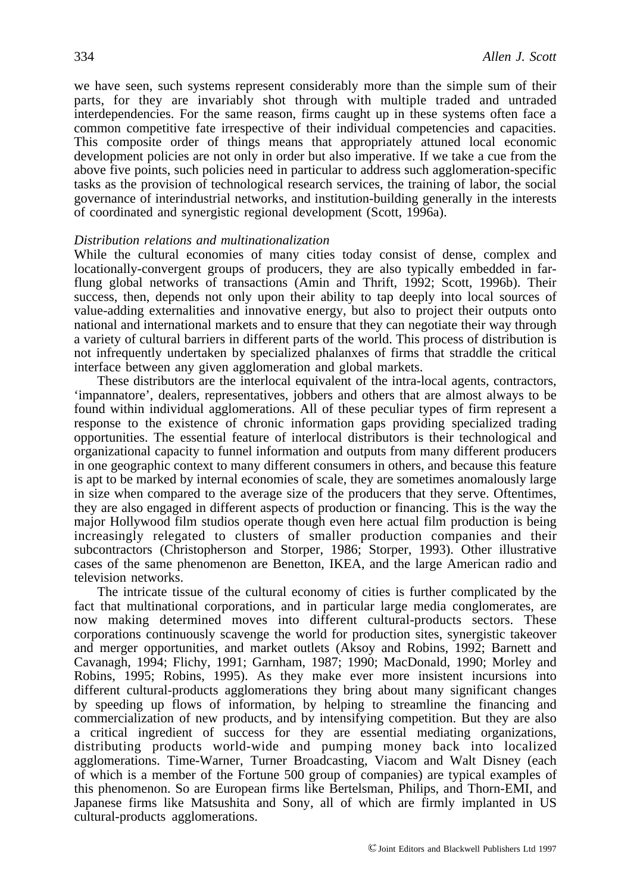we have seen, such systems represent considerably more than the simple sum of their parts, for they are invariably shot through with multiple traded and untraded interdependencies. For the same reason, firms caught up in these systems often face a common competitive fate irrespective of their individual competencies and capacities. This composite order of things means that appropriately attuned local economic development policies are not only in order but also imperative. If we take a cue from the above five points, such policies need in particular to address such agglomeration-specific tasks as the provision of technological research services, the training of labor, the social governance of interindustrial networks, and institution-building generally in the interests of coordinated and synergistic regional development (Scott, 1996a).

*Distribution relations and multinationalization*

While the cultural economies of many cities today consist of dense, complex and locationally-convergent groups of producers, they are also typically embedded in far-flung global networks of transactions (Amin and Thrift, 1992; Scott, 1996b). Their success, then, depends not only upon their ability to tap deeply into local sources of value-adding externalities and innovative energy, but also to project their outputs onto national and international markets and to ensure that they can negotiate their way through a variety of cultural barriers in different parts of the world. This process of distribution is not infrequently undertaken by specialized phalanxes of firms that straddle the critical interface between any given agglomeration and global markets.

These distributors are the interlocal equivalent of the intra-local agents, contractors, 'impannatore', dealers, representatives, jobbers and others that are almost always to be found within individual agglomerations. All of these peculiar types of firm represent a response to the existence of chronic information gaps providing specialized trading opportunities. The essential feature of interlocal distributors is their technological and organizational capacity to funnel information and outputs from many different producers in one geographic context to many different consumers in others, and because this feature is apt to be marked by internal economies of scale, they are sometimes anomalously large in size when compared to the average size of the producers that they serve. Oftentimes, they are also engaged in different aspects of production or financing. This is the way the major Hollywood film studios operate though even here actual film production is being increasingly relegated to clusters of smaller production companies and their subcontractors (Christopherson and Storper, 1986; Storper, 1993). Other illustrative cases of the same phenomenon are Benetton, IKEA, and the large American radio and television networks.

The intricate tissue of the cultural economy of cities is further complicated by the fact that multinational corporations, and in particular large media conglomerates, are now making determined moves into different cultural-products sectors. These corporations continuously scavenge the world for production sites, synergistic takeover and merger opportunities, and market outlets (Aksoy and Robins, 1992; Barnett and Cavanagh, 1994; Flichy, 1991; Garnham, 1987; 1990; MacDonald, 1990; Morley and Robins, 1995; Robins, 1995). As they make ever more insistent incursions into different cultural-products agglomerations they bring about many significant changes by speeding up flows of information, by helping to streamline the financing and commercialization of new products, and by intensifying competition. But they are also a critical ingredient of success for they are essential mediating organizations, distributing products world-wide and pumping money back into localized agglomerations. Time-Warner, Turner Broadcasting, Viacom and Walt Disney (each of which is a member of the Fortune 500 group of companies) are typical examples of this phenomenon. So are European firms like Bertelsman, Philips, and Thorn-EMI, and Japanese firms like Matsushita and Sony, all of which are firmly implanted in US cultural-products agglomerations.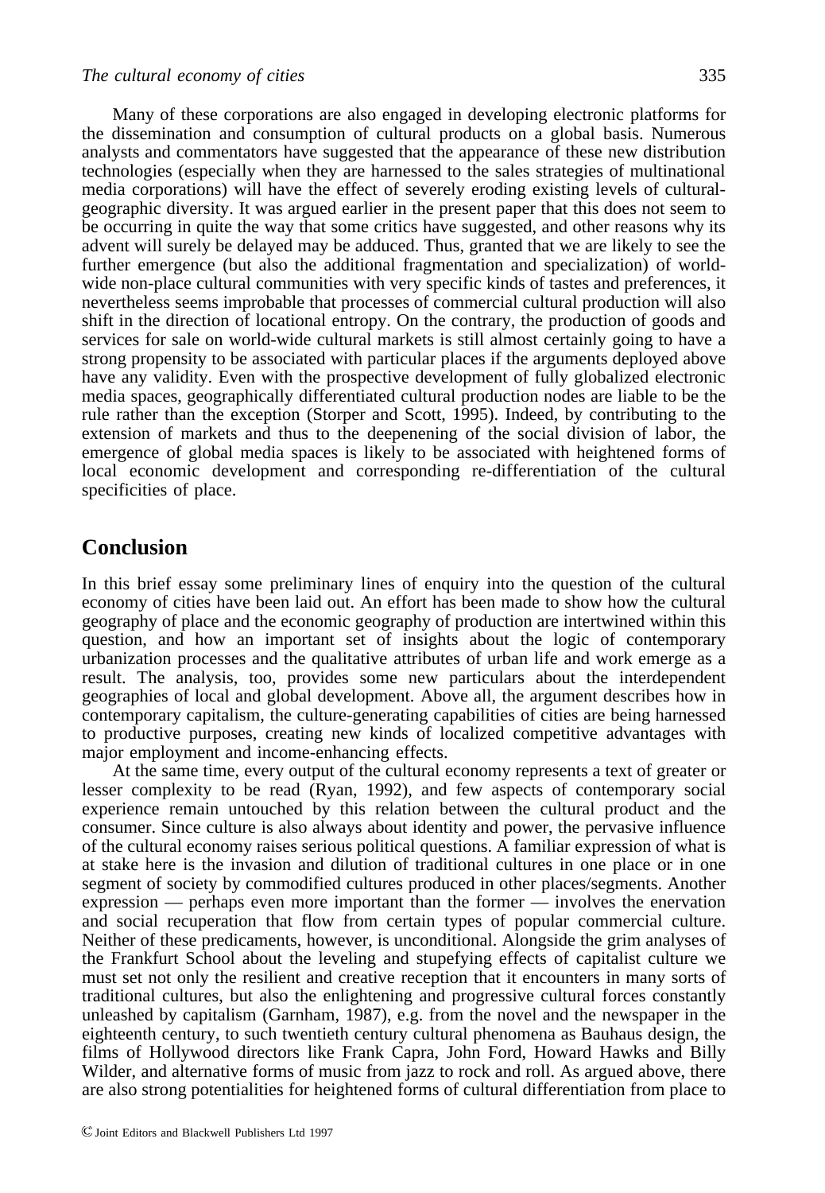Many of these corporations are also engaged in developing electronic platforms for the dissemination and consumption of cultural products on a global basis. Numerous analysts and commentators have suggested that the appearance of these new distribution technologies (especially when they are harnessed to the sales strategies of multinational media corporations) will have the effect of severely eroding existing levels of cultural-geographic diversity. It was argued earlier in the present paper that this does not seem to be occurring in quite the way that some critics have suggested, and other reasons why its advent will surely be delayed may be adduced. Thus, granted that we are likely to see the further emergence (but also the additional fragmentation and specialization) of world-wide non-place cultural communities with very specific kinds of tastes and preferences, it nevertheless seems improbable that processes of commercial cultural production will also shift in the direction of locational entropy. On the contrary, the production of goods and services for sale on world-wide cultural markets is still almost certainly going to have a strong propensity to be associated with particular places if the arguments deployed above have any validity. Even with the prospective development of fully globalized electronic media spaces, geographically differentiated cultural production nodes are liable to be the rule rather than the exception (Storper and Scott, 1995). Indeed, by contributing to the extension of markets and thus to the deepenening of the social division of labor, the emergence of global media spaces is likely to be associated with heightened forms of local economic development and corresponding re-differentiation of the cultural specificities of place.

## Conclusion

In this brief essay some preliminary lines of enquiry into the question of the cultural economy of cities have been laid out. An effort has been made to show how the cultural geography of place and the economic geography of production are intertwined within this question, and how an important set of insights about the logic of contemporary urbanization processes and the qualitative attributes of urban life and work emerge as a result. The analysis, too, provides some new particulars about the interdependent geographies of local and global development. Above all, the argument describes how in contemporary capitalism, the culture-generating capabilities of cities are being harnessed to productive purposes, creating new kinds of localized competitive advantages with major employment and income-enhancing effects.

At the same time, every output of the cultural economy represents a text of greater or lesser complexity to be read (Ryan, 1992), and few aspects of contemporary social experience remain untouched by this relation between the cultural product and the consumer. Since culture is also always about identity and power, the pervasive influence of the cultural economy raises serious political questions. A familiar expression of what is at stake here is the invasion and dilution of traditional cultures in one place or in one segment of society by commodified cultures produced in other places/segments. Another expression — perhaps even more important than the former — involves the enervation and social recuperation that flow from certain types of popular commercial culture. Neither of these predicaments, however, is unconditional. Alongside the grim analyses of the Frankfurt School about the leveling and stupefying effects of capitalist culture we must set not only the resilient and creative reception that it encounters in many sorts of traditional cultures, but also the enlightening and progressive cultural forces constantly unleashed by capitalism (Garnham, 1987), e.g. from the novel and the newspaper in the eighteenth century, to such twentieth century cultural phenomena as Bauhaus design, the films of Hollywood directors like Frank Capra, John Ford, Howard Hawks and Billy Wilder, and alternative forms of music from jazz to rock and roll. As argued above, there are also strong potentialities for heightened forms of cultural differentiation from place to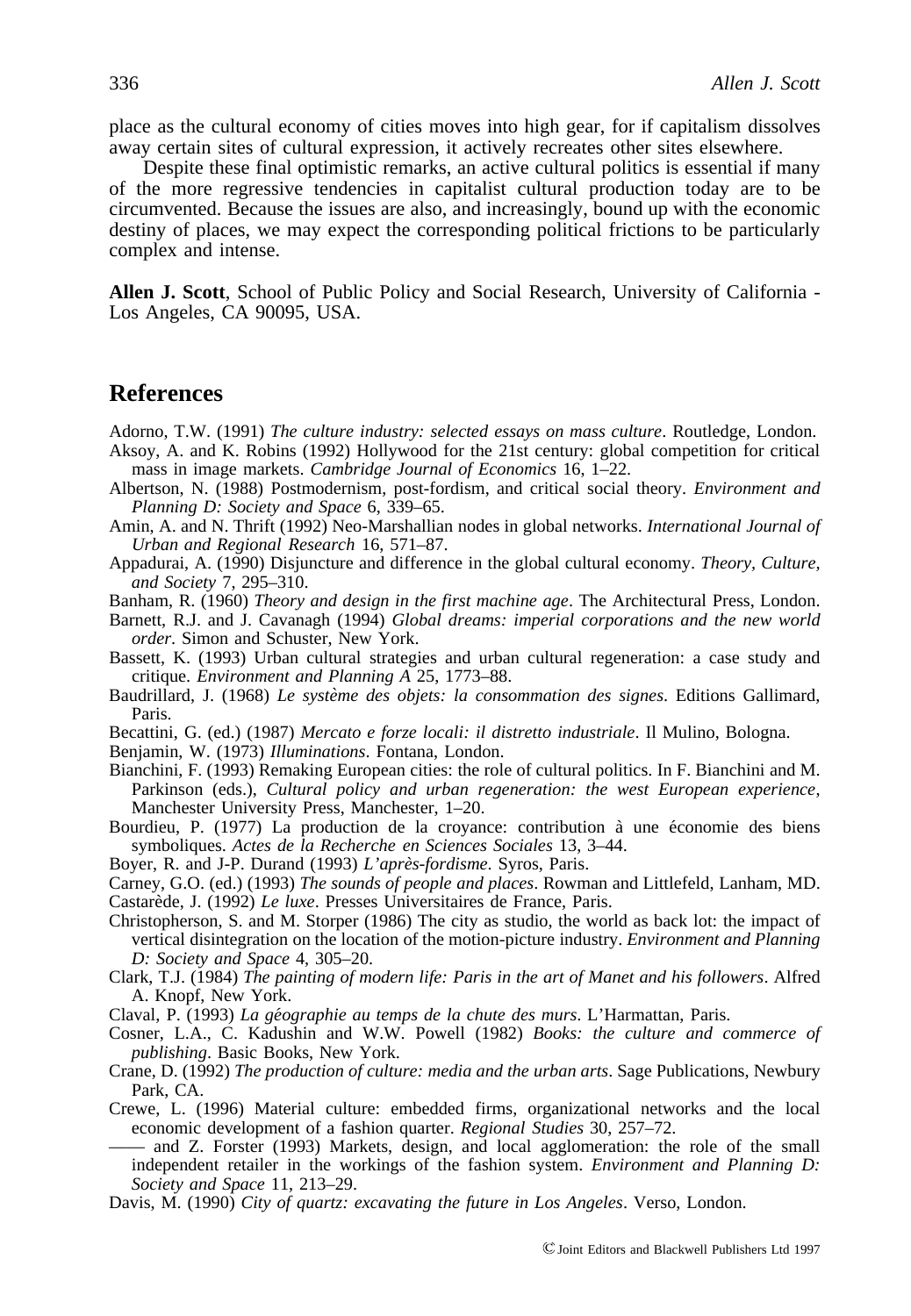place as the cultural economy of cities moves into high gear, for if capitalism dissolves away certain sites of cultural expression, it actively recreates other sites elsewhere.

Despite these final optimistic remarks, an active cultural politics is essential if many of the more regressive tendencies in capitalist cultural production today are to be circumvented. Because the issues are also, and increasingly, bound up with the economic destiny of places, we may expect the corresponding political frictions to be particularly complex and intense.

**Allen J. Scott**, School of Public Policy and Social Research, University of California - Los Angeles, CA 90095, USA.

## References

Adorno, T.W. (1991) *The culture industry: selected essays on mass culture*. Routledge, London.

Aksoy, A. and K. Robins (1992) Hollywood for the 21st century: global competition for critical mass in image markets. *Cambridge Journal of Economics* 16, 1–22.

Albertson, N. (1988) Postmodernism, post-fordism, and critical social theory. *Environment and Planning D: Society and Space* 6, 339–65.

Amin, A. and N. Thrift (1992) Neo-Marshallian nodes in global networks. *International Journal of Urban and Regional Research* 16, 571–87.

Appadurai, A. (1990) Disjuncture and difference in the global cultural economy. *Theory, Culture, and Society* 7, 295–310.

Banham, R. (1960) *Theory and design in the first machine age*. The Architectural Press, London.

Barnett, R.J. and J. Cavanagh (1994) *Global dreams: imperial corporations and the new world order*. Simon and Schuster, New York.

Bassett, K. (1993) Urban cultural strategies and urban cultural regeneration: a case study and critique. *Environment and Planning A* 25, 1773–88.

Baudrillard, J. (1968) *Le système des objets: la consommation des signes*. Editions Gallimard, Paris.

Becattini, G. (ed.) (1987) *Mercato e forze locali: il distretto industriale*. Il Mulino, Bologna.

Benjamin, W. (1973) *Illuminations*. Fontana, London.

Bianchini, F. (1993) Remaking European cities: the role of cultural politics. In F. Bianchini and M. Parkinson (eds.), *Cultural policy and urban regeneration: the west European experience*, Manchester University Press, Manchester, 1–20.

Bourdieu, P. (1977) La production de la croyance: contribution à une économie des biens symboliques. *Actes de la Recherche en Sciences Sociales* 13, 3–44.

Boyer, R. and J-P. Durand (1993) *L'après-fordisme*. Syros, Paris.

Carney, G.O. (ed.) (1993) *The sounds of people and places*. Rowman and Littlefeld, Lanham, MD.

Castarède, J. (1992) *Le luxe*. Presses Universitaires de France, Paris.

Christopherson, S. and M. Storper (1986) The city as studio, the world as back lot: the impact of vertical disintegration on the location of the motion-picture industry. *Environment and Planning D: Society and Space* 4, 305–20.

Clark, T.J. (1984) *The painting of modern life: Paris in the art of Manet and his followers*. Alfred A. Knopf, New York.

Claval, P. (1993) *La géographie au temps de la chute des murs*. L'Harmattan, Paris.

Cosner, L.A., C. Kadushin and W.W. Powell (1982) *Books: the culture and commerce of publishing*. Basic Books, New York.

Crane, D. (1992) *The production of culture: media and the urban arts*. Sage Publications, Newbury Park, CA.

Crewe, L. (1996) Material culture: embedded firms, organizational networks and the local economic development of a fashion quarter. *Regional Studies* 30, 257–72.

—— and Z. Forster (1993) Markets, design, and local agglomeration: the role of the small independent retailer in the workings of the fashion system. *Environment and Planning D: Society and Space* 11, 213–29.

Davis, M. (1990) *City of quartz: excavating the future in Los Angeles*. Verso, London.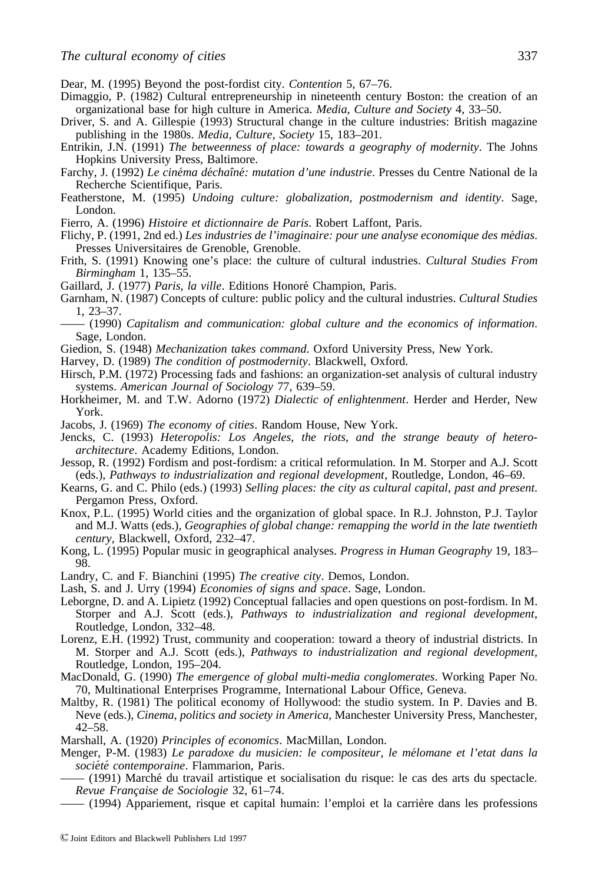Dear, M. (1995) Beyond the post-fordist city. *Contention* 5, 67–76.

Dimaggio, P. (1982) Cultural entrepreneurship in nineteenth century Boston: the creation of an organizational base for high culture in America. *Media, Culture and Society* 4, 33–50.

Driver, S. and A. Gillespie (1993) Structural change in the culture industries: British magazine publishing in the 1980s. *Media, Culture, Society* 15, 183–201.

Entrikin, J.N. (1991) *The betweenness of place: towards a geography of modernity*. The Johns Hopkins University Press, Baltimore.

Farchy, J. (1992) *Le cinéma déchaîné: mutation d'une industrie*. Presses du Centre National de la Recherche Scientifique, Paris.

Featherstone, M. (1995) *Undoing culture: globalization, postmodernism and identity*. Sage, London.

Fierro, A. (1996) *Histoire et dictionnaire de Paris*. Robert Laffont, Paris.

Flichy, P. (1991, 2nd ed.) *Les industries de l'imaginaire: pour une analyse economique des médias*. Presses Universitaires de Grenoble, Grenoble.

Frith, S. (1991) Knowing one's place: the culture of cultural industries. *Cultural Studies From Birmingham* 1, 135–55.

Gaillard, J. (1977) *Paris, la ville*. Editions Honoré Champion, Paris.

Garnham, N. (1987) Concepts of culture: public policy and the cultural industries. *Cultural Studies* 1, 23–37.

—— (1990) *Capitalism and communication: global culture and the economics of information*. Sage, London.

Giedion, S. (1948) *Mechanization takes command*. Oxford University Press, New York.

Harvey, D. (1989) *The condition of postmodernity*. Blackwell, Oxford.

Hirsch, P.M. (1972) Processing fads and fashions: an organization-set analysis of cultural industry systems. *American Journal of Sociology* 77, 639–59.

Horkheimer, M. and T.W. Adorno (1972) *Dialectic of enlightenment*. Herder and Herder, New York.

Jacobs, J. (1969) *The economy of cities*. Random House, New York.

Jencks, C. (1993) *Heteropolis: Los Angeles, the riots, and the strange beauty of hetero-architecture*. Academy Editions, London.

Jessop, R. (1992) Fordism and post-fordism: a critical reformulation. In M. Storper and A.J. Scott (eds.), *Pathways to industrialization and regional development*, Routledge, London, 46–69.

Kearns, G. and C. Philo (eds.) (1993) *Selling places: the city as cultural capital, past and present*. Pergamon Press, Oxford.

Knox, P.L. (1995) World cities and the organization of global space. In R.J. Johnston, P.J. Taylor and M.J. Watts (eds.), *Geographies of global change: remapping the world in the late twentieth century*, Blackwell, Oxford, 232–47.

Kong, L. (1995) Popular music in geographical analyses. *Progress in Human Geography* 19, 183–98.

Landry, C. and F. Bianchini (1995) *The creative city*. Demos, London.

Lash, S. and J. Urry (1994) *Economies of signs and space*. Sage, London.

Leborgne, D. and A. Lipietz (1992) Conceptual fallacies and open questions on post-fordism. In M. Storper and A.J. Scott (eds.), *Pathways to industrialization and regional development*, Routledge, London, 332–48.

Lorenz, E.H. (1992) Trust, community and cooperation: toward a theory of industrial districts. In M. Storper and A.J. Scott (eds.), *Pathways to industrialization and regional development*, Routledge, London, 195–204.

MacDonald, G. (1990) *The emergence of global multi-media conglomerates*. Working Paper No. 70, Multinational Enterprises Programme, International Labour Office, Geneva.

Maltby, R. (1981) The political economy of Hollywood: the studio system. In P. Davies and B. Neve (eds.), *Cinema, politics and society in America*, Manchester University Press, Manchester, 42–58.

Marshall, A. (1920) *Principles of economics*. MacMillan, London.

Menger, P-M. (1983) *Le paradoxe du musicien: le compositeur, le mélomane et l'etat dans la société contemporaine*. Flammarion, Paris.

—— (1991) Marché du travail artistique et socialisation du risque: le cas des arts du spectacle. *Revue Française de Sociologie* 32, 61–74.

—— (1994) Appariement, risque et capital humain: l'emploi et la carrière dans les professions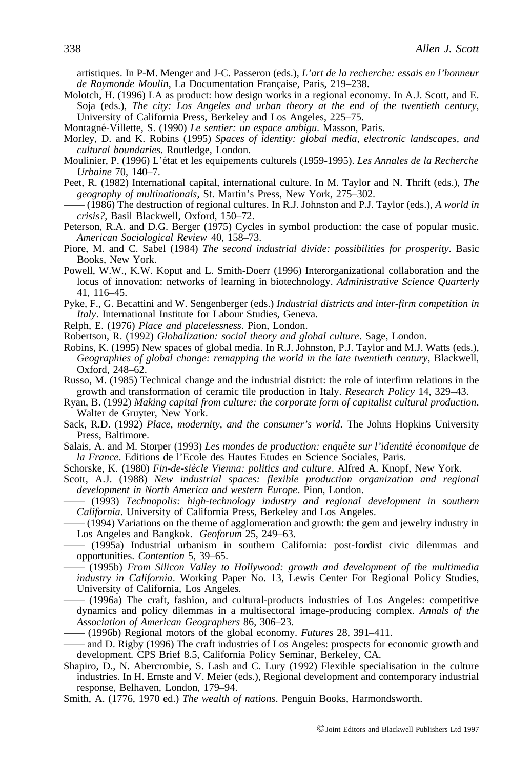artistiques. In P-M. Menger and J-C. Passeron (eds.), *L'art de la recherche: essais en l'honneur de Raymonde Moulin*, La Documentation Française, Paris, 219–238.

Molotch, H. (1996) LA as product: how design works in a regional economy. In A.J. Scott, and E. Soja (eds.), *The city: Los Angeles and urban theory at the end of the twentieth century*, University of California Press, Berkeley and Los Angeles, 225–75.

Montagné-Villette, S. (1990) *Le sentier: un espace ambigu*. Masson, Paris.

Morley, D. and K. Robins (1995) *Spaces of identity: global media, electronic landscapes, and cultural boundaries*. Routledge, London.

Moulinier, P. (1996) L'état et les equipements culturels (1959-1995). *Les Annales de la Recherche Urbaine* 70, 140–7.

Peet, R. (1982) International capital, international culture. In M. Taylor and N. Thrift (eds.), *The geography of multinationals*, St. Martin's Press, New York, 275–302.

—— (1986) The destruction of regional cultures. In R.J. Johnston and P.J. Taylor (eds.), *A world in crisis?*, Basil Blackwell, Oxford, 150–72.

Peterson, R.A. and D.G. Berger (1975) Cycles in symbol production: the case of popular music. *American Sociological Review* 40, 158–73.

Piore, M. and C. Sabel (1984) *The second industrial divide: possibilities for prosperity*. Basic Books, New York.

Powell, W.W., K.W. Koput and L. Smith-Doerr (1996) Interorganizational collaboration and the locus of innovation: networks of learning in biotechnology. *Administrative Science Quarterly* 41, 116–45.

Pyke, F., G. Becattini and W. Sengenberger (eds.) *Industrial districts and inter-firm competition in Italy*. International Institute for Labour Studies, Geneva.

Relph, E. (1976) *Place and placelessness*. Pion, London.

Robertson, R. (1992) *Globalization: social theory and global culture*. Sage, London.

Robins, K. (1995) New spaces of global media. In R.J. Johnston, P.J. Taylor and M.J. Watts (eds.), *Geographies of global change: remapping the world in the late twentieth century*, Blackwell, Oxford, 248–62.

Russo, M. (1985) Technical change and the industrial district: the role of interfirm relations in the growth and transformation of ceramic tile production in Italy. *Research Policy* 14, 329–43.

Ryan, B. (1992) *Making capital from culture: the corporate form of capitalist cultural production*. Walter de Gruyter, New York.

Sack, R.D. (1992) *Place, modernity, and the consumer's world*. The Johns Hopkins University Press, Baltimore.

Salais, A. and M. Storper (1993) *Les mondes de production: enquête sur l'identité économique de la France*. Editions de l'Ecole des Hautes Etudes en Science Sociales, Paris.

Schorske, K. (1980) *Fin-de-siècle Vienna: politics and culture*. Alfred A. Knopf, New York.

Scott, A.J. (1988) *New industrial spaces: flexible production organization and regional development in North America and western Europe*. Pion, London.

—— (1993) *Technopolis: high-technology industry and regional development in southern California*. University of California Press, Berkeley and Los Angeles.

—— (1994) Variations on the theme of agglomeration and growth: the gem and jewelry industry in Los Angeles and Bangkok. *Geoforum* 25, 249–63.

—— (1995a) Industrial urbanism in southern California: post-fordist civic dilemmas and opportunities. *Contention* 5, 39–65.

—— (1995b) *From Silicon Valley to Hollywood: growth and development of the multimedia industry in California*. Working Paper No. 13, Lewis Center For Regional Policy Studies, University of California, Los Angeles.

—— (1996a) The craft, fashion, and cultural-products industries of Los Angeles: competitive dynamics and policy dilemmas in a multisectoral image-producing complex. *Annals of the Association of American Geographers* 86, 306–23.

—— (1996b) Regional motors of the global economy. *Futures* 28, 391–411.

—— and D. Rigby (1996) The craft industries of Los Angeles: prospects for economic growth and development. CPS Brief 8.5, California Policy Seminar, Berkeley, CA.

Shapiro, D., N. Abercrombie, S. Lash and C. Lury (1992) Flexible specialisation in the culture industries. In H. Ernste and V. Meier (eds.), Regional development and contemporary industrial response, Belhaven, London, 179–94.

Smith, A. (1776, 1970 ed.) *The wealth of nations*. Penguin Books, Harmondsworth.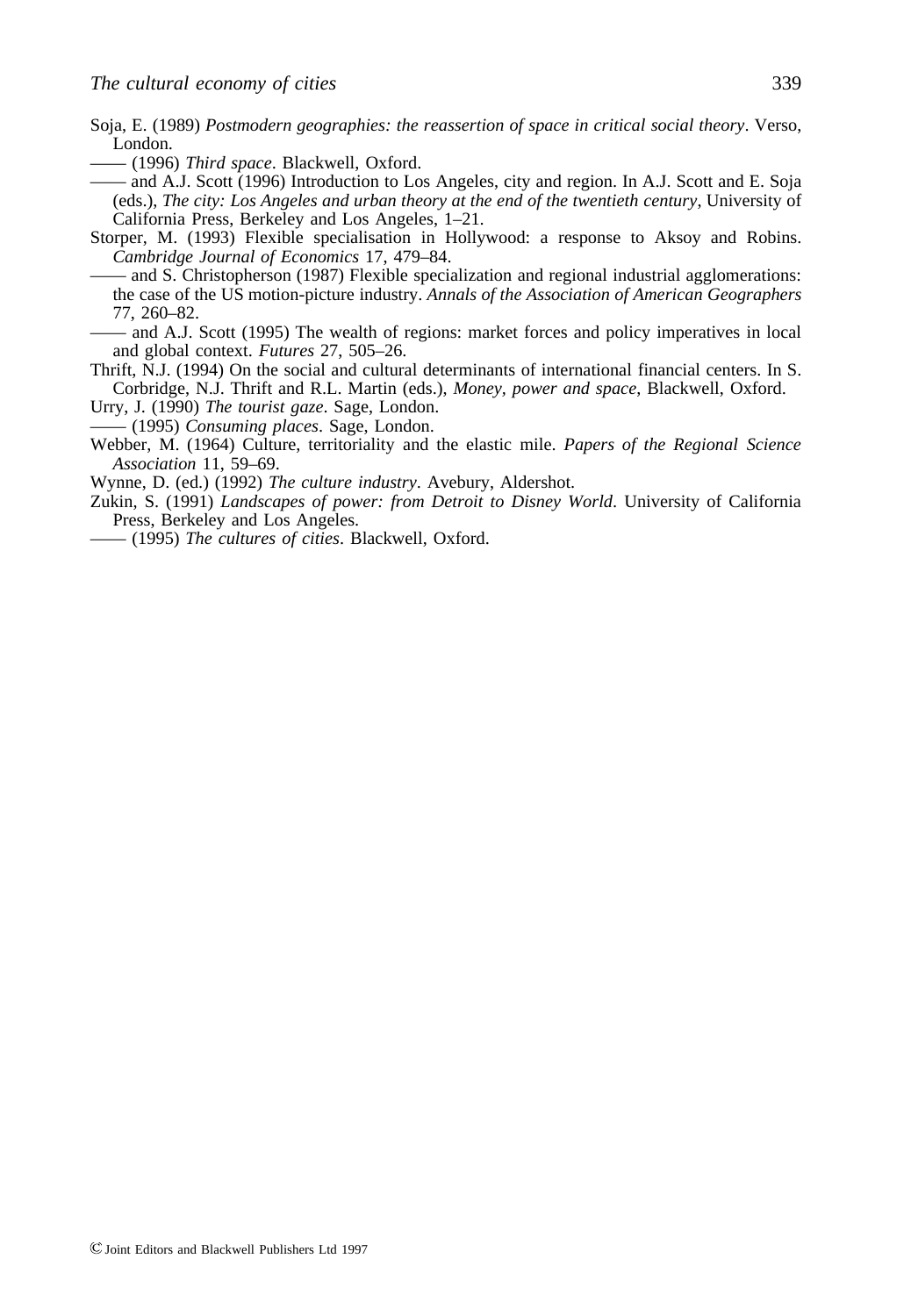Soja, E. (1989) *Postmodern geographies: the reassertion of space in critical social theory*. Verso, London.

—— (1996) *Third space*. Blackwell, Oxford.

—— and A.J. Scott (1996) Introduction to Los Angeles, city and region. In A.J. Scott and E. Soja (eds.), *The city: Los Angeles and urban theory at the end of the twentieth century*, University of California Press, Berkeley and Los Angeles, 1–21.

Storper, M. (1993) Flexible specialisation in Hollywood: a response to Aksoy and Robins. *Cambridge Journal of Economics* 17, 479–84.

—— and S. Christopherson (1987) Flexible specialization and regional industrial agglomerations: the case of the US motion-picture industry. *Annals of the Association of American Geographers* 77, 260–82.

—— and A.J. Scott (1995) The wealth of regions: market forces and policy imperatives in local and global context. *Futures* 27, 505–26.

Thrift, N.J. (1994) On the social and cultural determinants of international financial centers. In S. Corbridge, N.J. Thrift and R.L. Martin (eds.), *Money, power and space*, Blackwell, Oxford.

Urry, J. (1990) *The tourist gaze*. Sage, London.

—— (1995) *Consuming places*. Sage, London.

Webber, M. (1964) Culture, territoriality and the elastic mile. *Papers of the Regional Science Association* 11, 59–69.

Wynne, D. (ed.) (1992) *The culture industry*. Avebury, Aldershot.

Zukin, S. (1991) *Landscapes of power: from Detroit to Disney World*. University of California Press, Berkeley and Los Angeles.

—— (1995) *The cultures of cities*. Blackwell, Oxford.